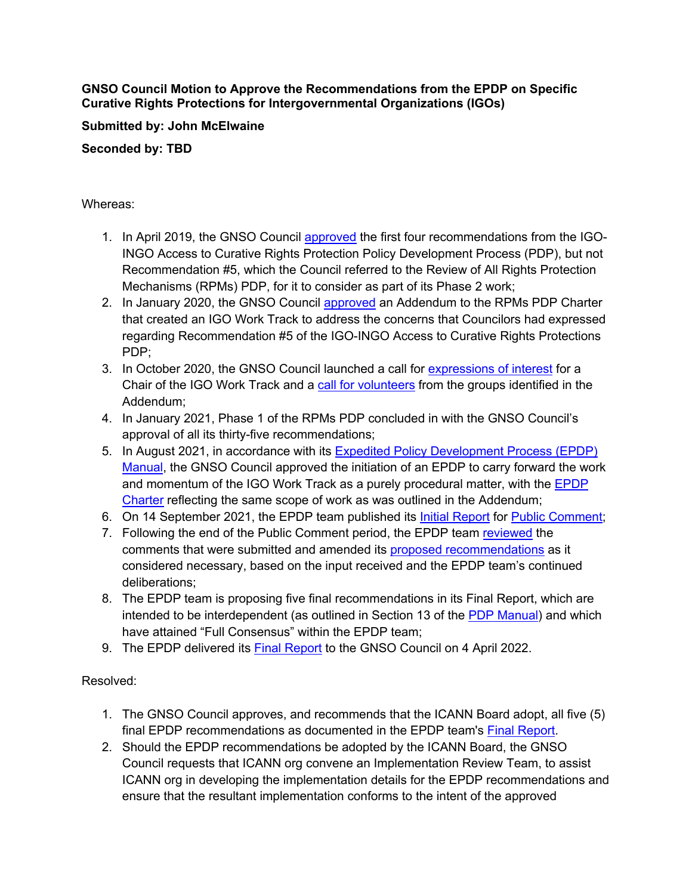**GNSO Council Motion to Approve the Recommendations from the EPDP on Specific Curative Rights Protections for Intergovernmental Organizations (IGOs)**

**Submitted by: John McElwaine**

**Seconded by: TBD**

Whereas:

1. In April 2019, the GNSO Council approved the first four recommendations from the IGO-INGO Access to Curative Rights Protection Policy Development Process (PDP), but not Recommendation #5, which the Council referred to the Review of All Rights Protection Mechanisms (RPMs) PDP, for it to consider as part of its Phase 2 work;
2. In January 2020, the GNSO Council approved an Addendum to the RPMs PDP Charter that created an IGO Work Track to address the concerns that Councilors had expressed regarding Recommendation #5 of the IGO-INGO Access to Curative Rights Protections PDP;
3. In October 2020, the GNSO Council launched a call for expressions of interest for a Chair of the IGO Work Track and a call for volunteers from the groups identified in the Addendum;
4. In January 2021, Phase 1 of the RPMs PDP concluded in with the GNSO Council's approval of all its thirty-five recommendations;
5. In August 2021, in accordance with its Expedited Policy Development Process (EPDP) Manual, the GNSO Council approved the initiation of an EPDP to carry forward the work and momentum of the IGO Work Track as a purely procedural matter, with the EPDP Charter reflecting the same scope of work as was outlined in the Addendum;
6. On 14 September 2021, the EPDP team published its Initial Report for Public Comment;
7. Following the end of the Public Comment period, the EPDP team reviewed the comments that were submitted and amended its proposed recommendations as it considered necessary, based on the input received and the EPDP team's continued deliberations;
8. The EPDP team is proposing five final recommendations in its Final Report, which are intended to be interdependent (as outlined in Section 13 of the PDP Manual) and which have attained "Full Consensus" within the EPDP team;
9. The EPDP delivered its Final Report to the GNSO Council on 4 April 2022.

Resolved:

1. The GNSO Council approves, and recommends that the ICANN Board adopt, all five (5) final EPDP recommendations as documented in the EPDP team's Final Report.
2. Should the EPDP recommendations be adopted by the ICANN Board, the GNSO Council requests that ICANN org convene an Implementation Review Team, to assist ICANN org in developing the implementation details for the EPDP recommendations and ensure that the resultant implementation conforms to the intent of the approved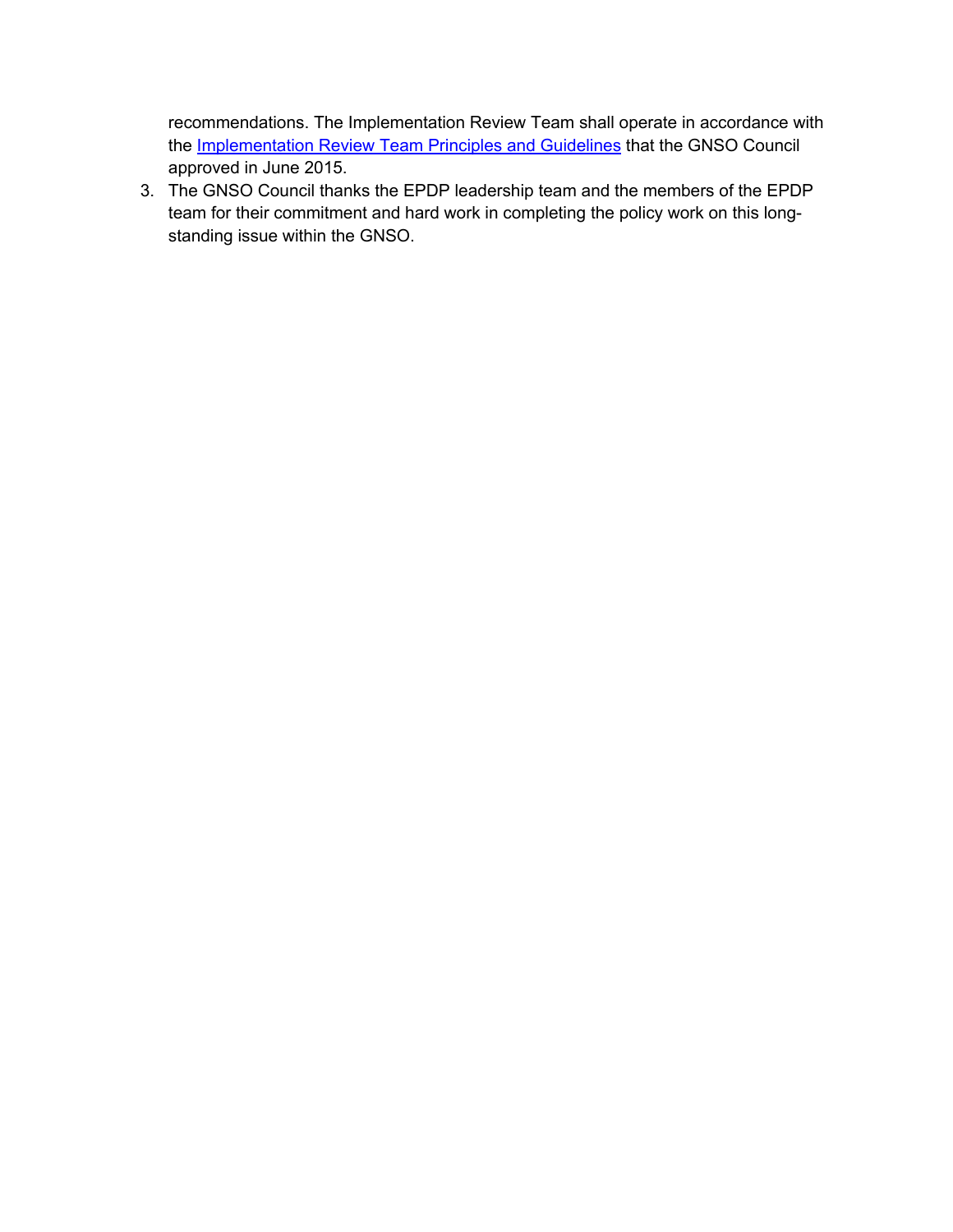recommendations. The Implementation Review Team shall operate in accordance with the [Implementation Review Team Principles and Guidelines]() that the GNSO Council approved in June 2015.

3. The GNSO Council thanks the EPDP leadership team and the members of the EPDP team for their commitment and hard work in completing the policy work on this long-standing issue within the GNSO.